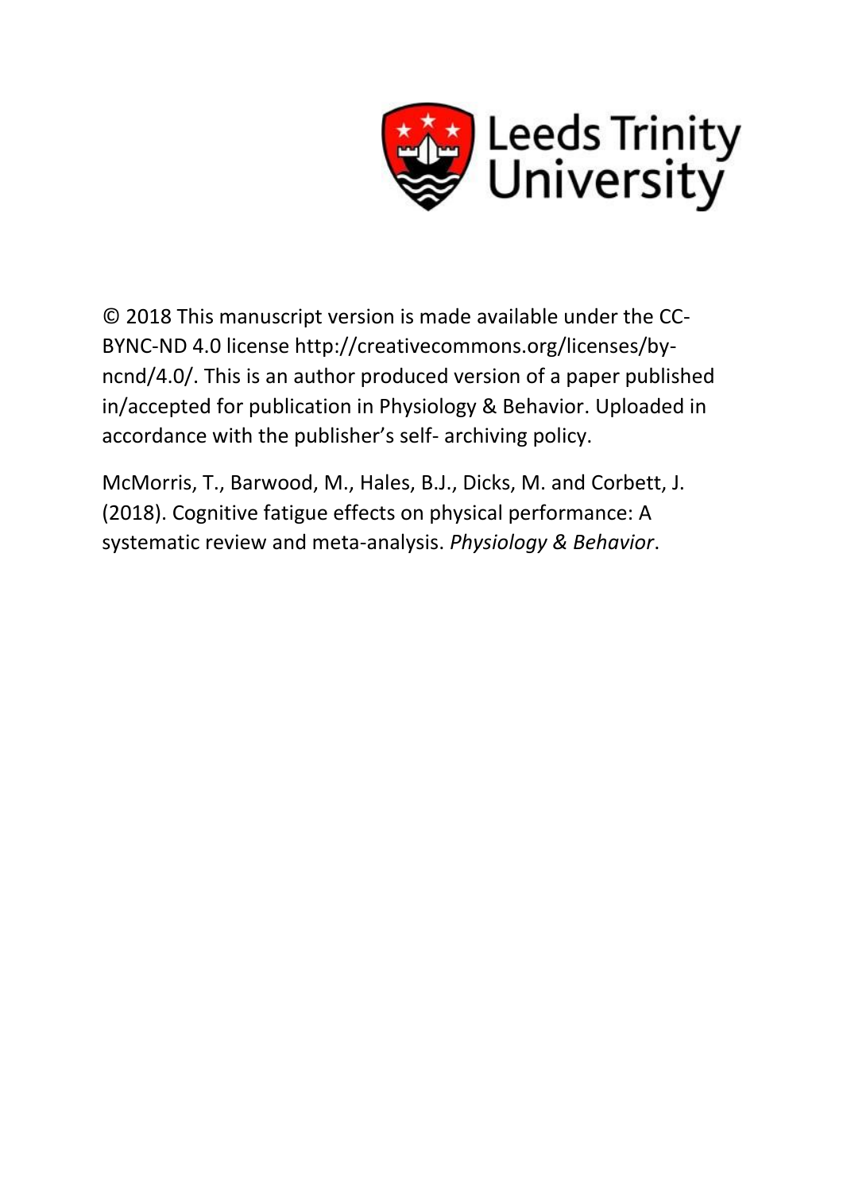Leeds Trinity University

© 2018 This manuscript version is made available under the CC-BYNC-ND 4.0 license http://creativecommons.org/licenses/by-ncnd/4.0/. This is an author produced version of a paper published in/accepted for publication in Physiology & Behavior. Uploaded in accordance with the publisher's self- archiving policy.

McMorris, T., Barwood, M., Hales, B.J., Dicks, M. and Corbett, J. (2018). Cognitive fatigue effects on physical performance: A systematic review and meta-analysis. *Physiology & Behavior*.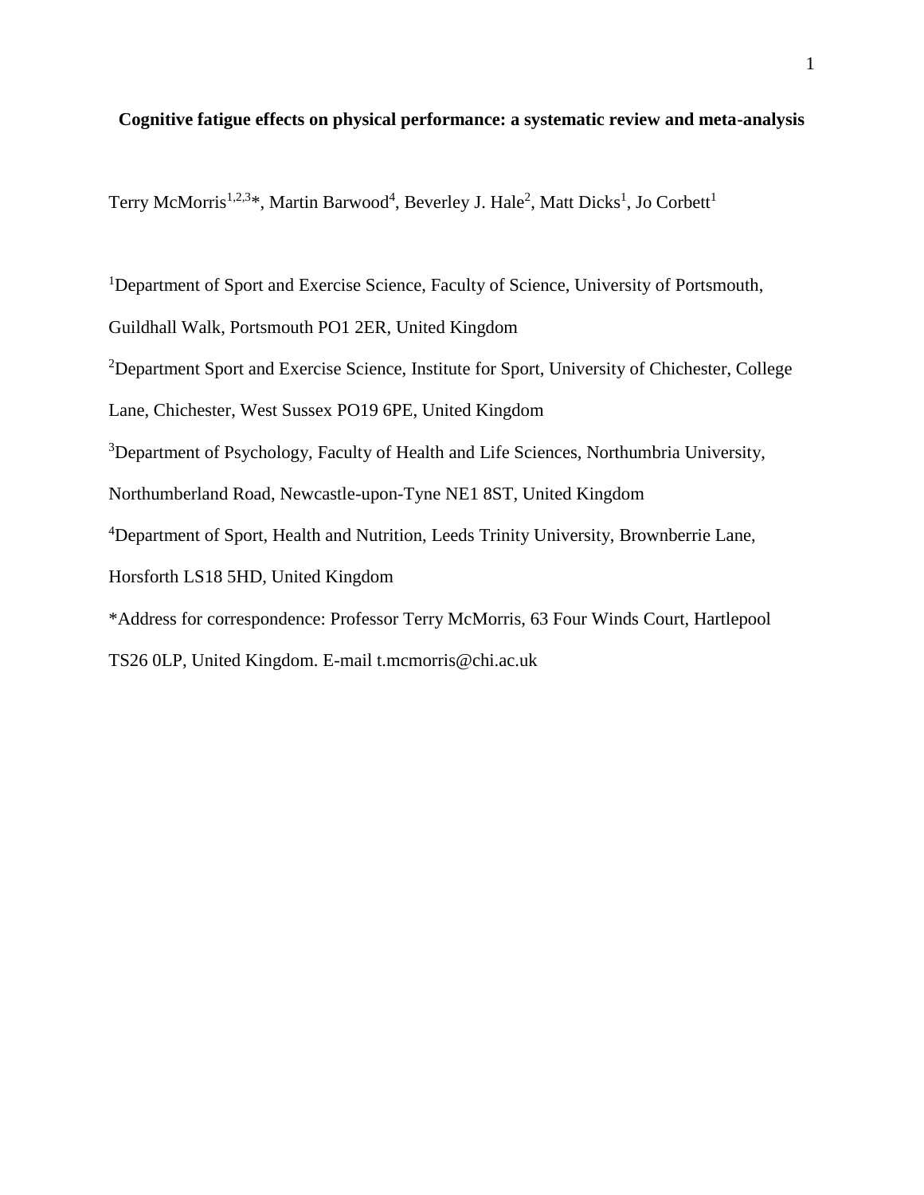**Cognitive fatigue effects on physical performance: a systematic review and meta-analysis**

Terry McMorris[1,2,3]*, Martin Barwood[4], Beverley J. Hale[2], Matt Dicks[1], Jo Corbett[1]

[1]Department of Sport and Exercise Science, Faculty of Science, University of Portsmouth, Guildhall Walk, Portsmouth PO1 2ER, United Kingdom

[2]Department Sport and Exercise Science, Institute for Sport, University of Chichester, College Lane, Chichester, West Sussex PO19 6PE, United Kingdom

[3]Department of Psychology, Faculty of Health and Life Sciences, Northumbria University, Northumberland Road, Newcastle-upon-Tyne NE1 8ST, United Kingdom

[4]Department of Sport, Health and Nutrition, Leeds Trinity University, Brownberrie Lane, Horsforth LS18 5HD, United Kingdom

*Address for correspondence: Professor Terry McMorris, 63 Four Winds Court, Hartlepool TS26 0LP, United Kingdom. E-mail t.mcmorris@chi.ac.uk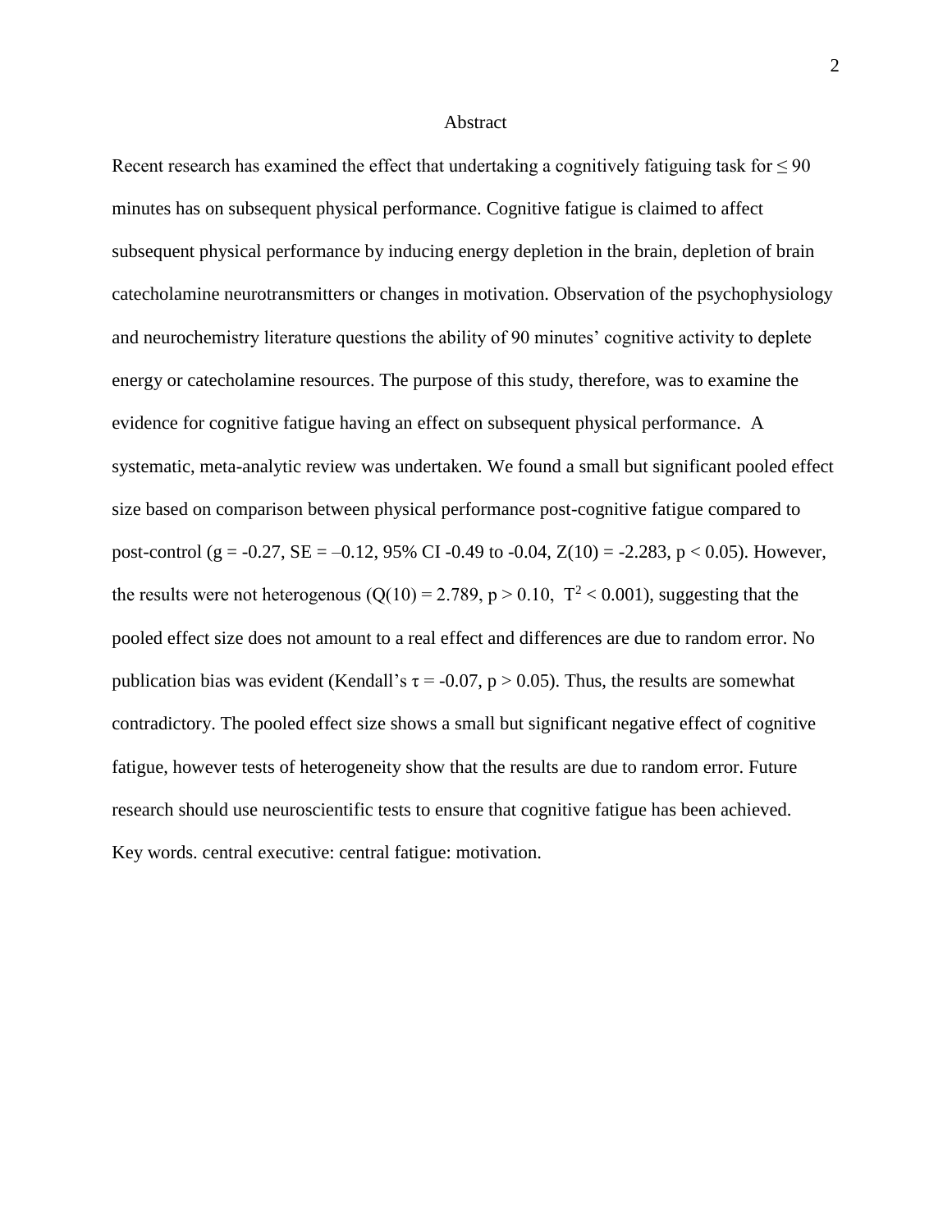# Abstract

Recent research has examined the effect that undertaking a cognitively fatiguing task for $\leq 90$ minutes has on subsequent physical performance. Cognitive fatigue is claimed to affect subsequent physical performance by inducing energy depletion in the brain, depletion of brain catecholamine neurotransmitters or changes in motivation. Observation of the psychophysiology and neurochemistry literature questions the ability of 90 minutes' cognitive activity to deplete energy or catecholamine resources. The purpose of this study, therefore, was to examine the evidence for cognitive fatigue having an effect on subsequent physical performance. A systematic, meta-analytic review was undertaken. We found a small but significant pooled effect size based on comparison between physical performance post-cognitive fatigue compared to post-control ($g = -0.27$, $SE = –0.12$, 95% CI -0.49 to -0.04, $Z(10) = -2.283$, $p < 0.05$). However, the results were not heterogenous ($Q(10) = 2.789$, $p > 0.10$, $T^2 < 0.001$), suggesting that the pooled effect size does not amount to a real effect and differences are due to random error. No publication bias was evident (Kendall's $\tau = -0.07$, $p > 0.05$). Thus, the results are somewhat contradictory. The pooled effect size shows a small but significant negative effect of cognitive fatigue, however tests of heterogeneity show that the results are due to random error. Future research should use neuroscientific tests to ensure that cognitive fatigue has been achieved.

Key words. central executive: central fatigue: motivation.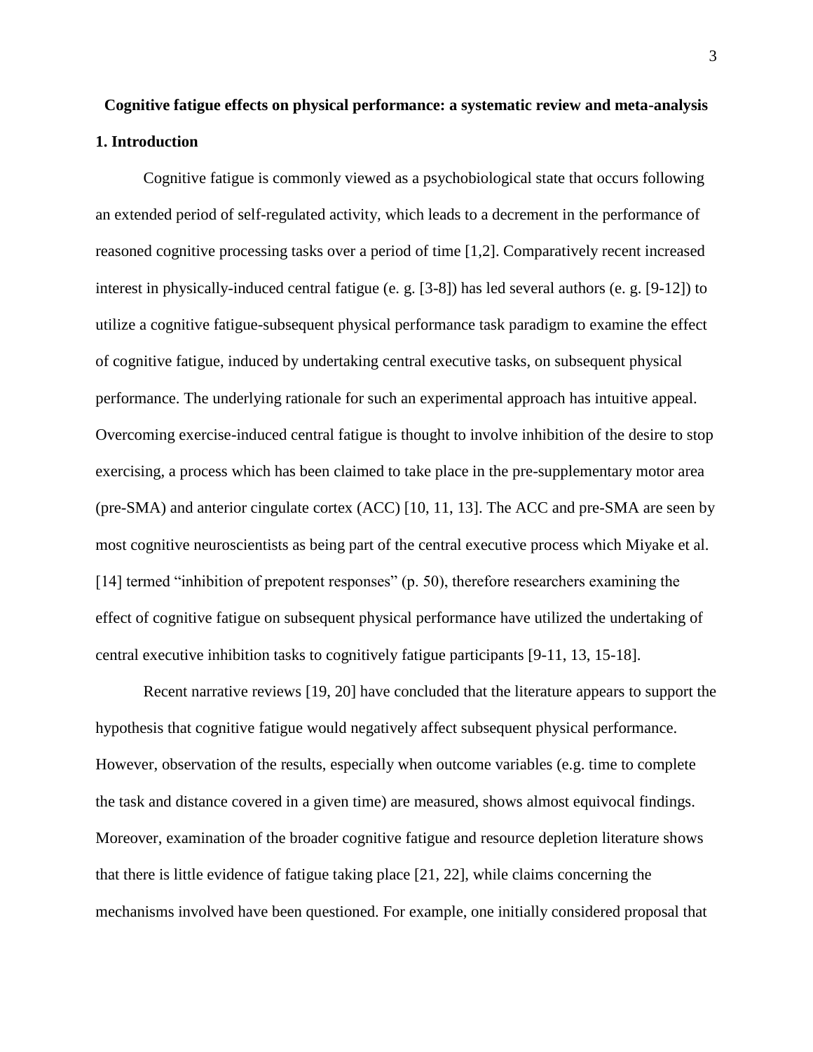**Cognitive fatigue effects on physical performance: a systematic review and meta-analysis**

## 1. Introduction

Cognitive fatigue is commonly viewed as a psychobiological state that occurs following an extended period of self-regulated activity, which leads to a decrement in the performance of reasoned cognitive processing tasks over a period of time [1,2]. Comparatively recent increased interest in physically-induced central fatigue (e. g. [3-8]) has led several authors (e. g. [9-12]) to utilize a cognitive fatigue-subsequent physical performance task paradigm to examine the effect of cognitive fatigue, induced by undertaking central executive tasks, on subsequent physical performance. The underlying rationale for such an experimental approach has intuitive appeal. Overcoming exercise-induced central fatigue is thought to involve inhibition of the desire to stop exercising, a process which has been claimed to take place in the pre-supplementary motor area (pre-SMA) and anterior cingulate cortex (ACC) [10, 11, 13]. The ACC and pre-SMA are seen by most cognitive neuroscientists as being part of the central executive process which Miyake et al. [14] termed "inhibition of prepotent responses" (p. 50), therefore researchers examining the effect of cognitive fatigue on subsequent physical performance have utilized the undertaking of central executive inhibition tasks to cognitively fatigue participants [9-11, 13, 15-18].

Recent narrative reviews [19, 20] have concluded that the literature appears to support the hypothesis that cognitive fatigue would negatively affect subsequent physical performance. However, observation of the results, especially when outcome variables (e.g. time to complete the task and distance covered in a given time) are measured, shows almost equivocal findings. Moreover, examination of the broader cognitive fatigue and resource depletion literature shows that there is little evidence of fatigue taking place [21, 22], while claims concerning the mechanisms involved have been questioned. For example, one initially considered proposal that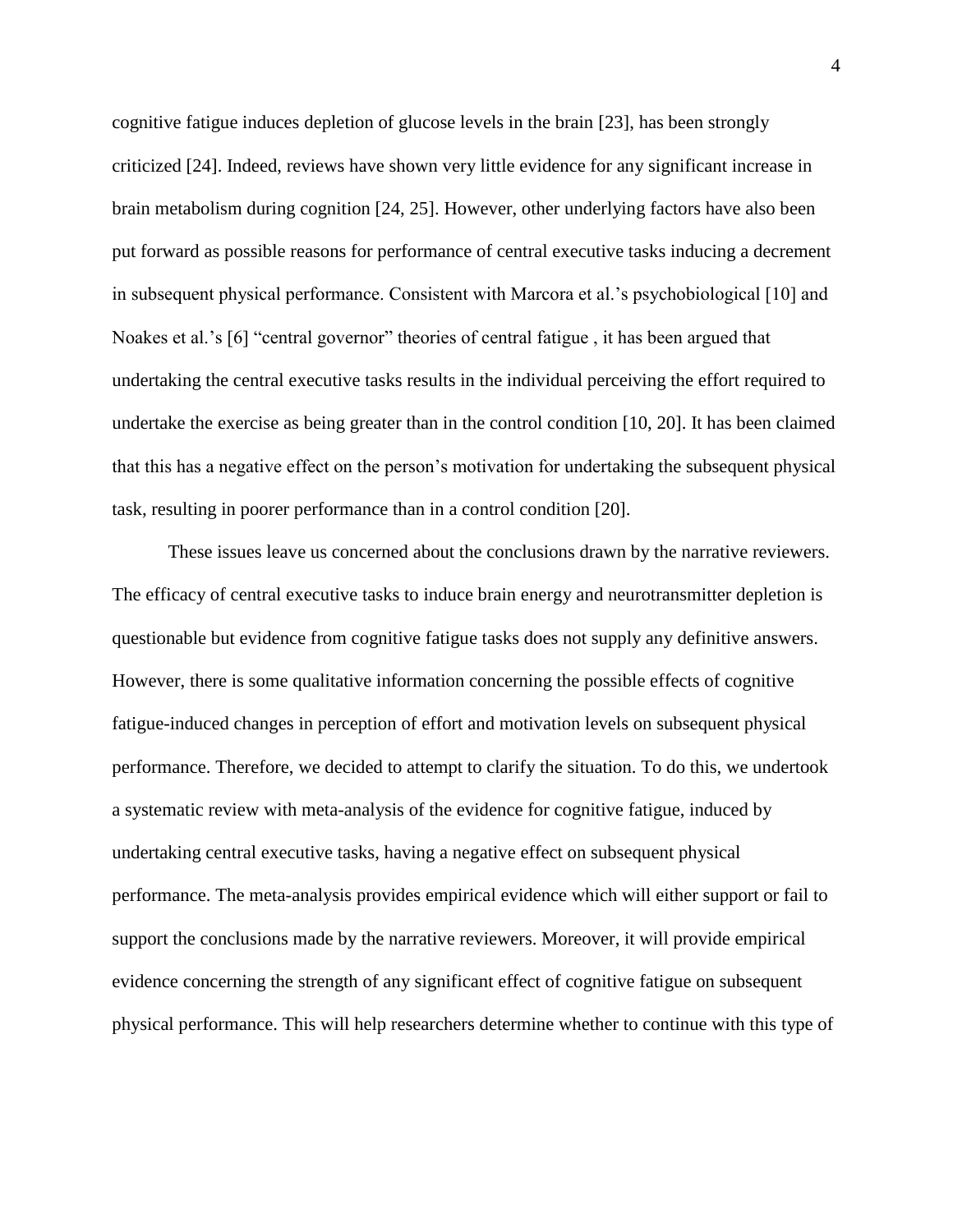cognitive fatigue induces depletion of glucose levels in the brain [23], has been strongly criticized [24]. Indeed, reviews have shown very little evidence for any significant increase in brain metabolism during cognition [24, 25]. However, other underlying factors have also been put forward as possible reasons for performance of central executive tasks inducing a decrement in subsequent physical performance. Consistent with Marcora et al.'s psychobiological [10] and Noakes et al.'s [6] "central governor" theories of central fatigue , it has been argued that undertaking the central executive tasks results in the individual perceiving the effort required to undertake the exercise as being greater than in the control condition [10, 20]. It has been claimed that this has a negative effect on the person's motivation for undertaking the subsequent physical task, resulting in poorer performance than in a control condition [20].

These issues leave us concerned about the conclusions drawn by the narrative reviewers. The efficacy of central executive tasks to induce brain energy and neurotransmitter depletion is questionable but evidence from cognitive fatigue tasks does not supply any definitive answers. However, there is some qualitative information concerning the possible effects of cognitive fatigue-induced changes in perception of effort and motivation levels on subsequent physical performance. Therefore, we decided to attempt to clarify the situation. To do this, we undertook a systematic review with meta-analysis of the evidence for cognitive fatigue, induced by undertaking central executive tasks, having a negative effect on subsequent physical performance. The meta-analysis provides empirical evidence which will either support or fail to support the conclusions made by the narrative reviewers. Moreover, it will provide empirical evidence concerning the strength of any significant effect of cognitive fatigue on subsequent physical performance. This will help researchers determine whether to continue with this type of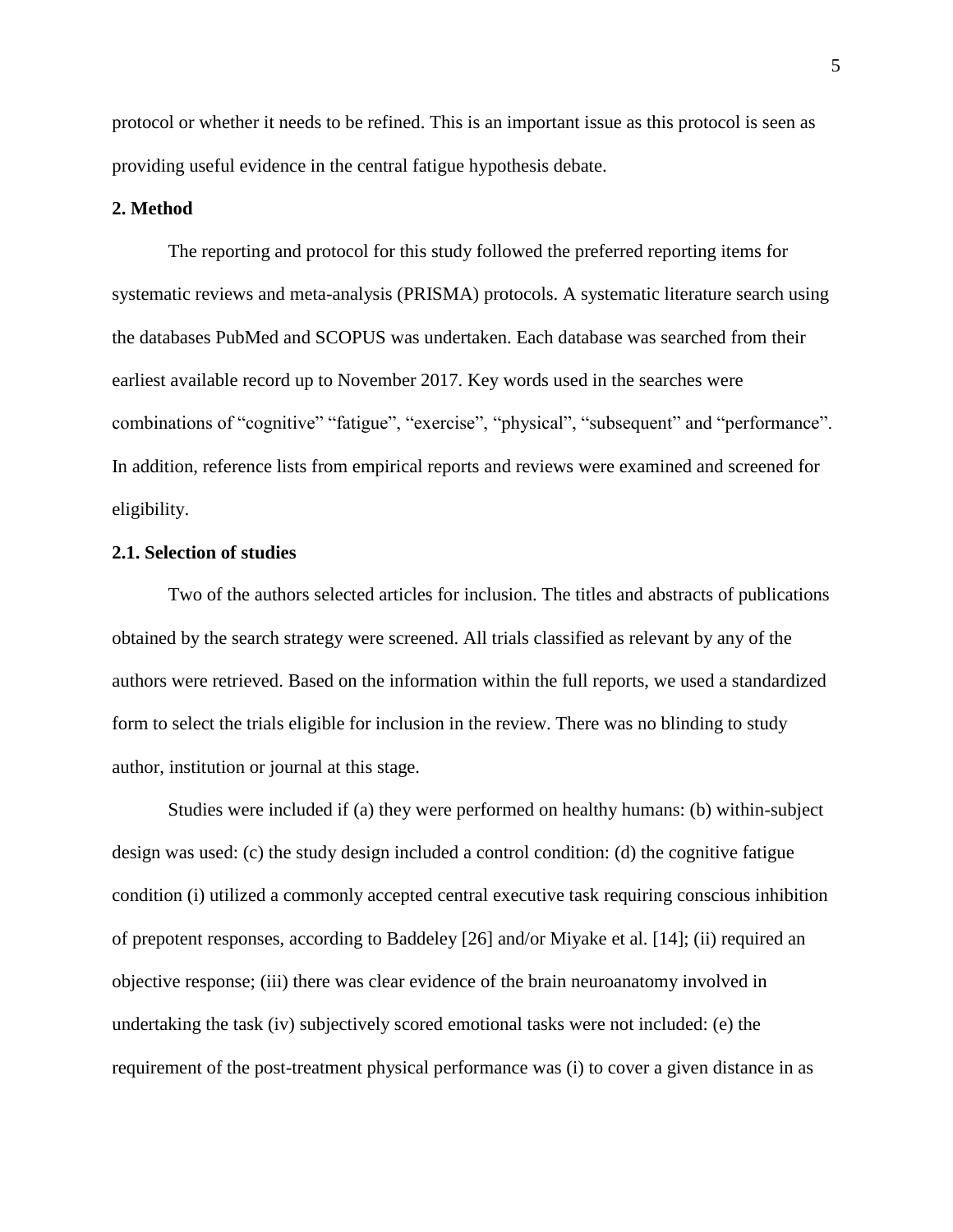protocol or whether it needs to be refined. This is an important issue as this protocol is seen as providing useful evidence in the central fatigue hypothesis debate.

## 2. Method

The reporting and protocol for this study followed the preferred reporting items for systematic reviews and meta-analysis (PRISMA) protocols. A systematic literature search using the databases PubMed and SCOPUS was undertaken. Each database was searched from their earliest available record up to November 2017. Key words used in the searches were combinations of "cognitive" "fatigue", "exercise", "physical", "subsequent" and "performance". In addition, reference lists from empirical reports and reviews were examined and screened for eligibility.

### 2.1. Selection of studies

Two of the authors selected articles for inclusion. The titles and abstracts of publications obtained by the search strategy were screened. All trials classified as relevant by any of the authors were retrieved. Based on the information within the full reports, we used a standardized form to select the trials eligible for inclusion in the review. There was no blinding to study author, institution or journal at this stage.

Studies were included if (a) they were performed on healthy humans: (b) within-subject design was used: (c) the study design included a control condition: (d) the cognitive fatigue condition (i) utilized a commonly accepted central executive task requiring conscious inhibition of prepotent responses, according to Baddeley [26] and/or Miyake et al. [14]; (ii) required an objective response; (iii) there was clear evidence of the brain neuroanatomy involved in undertaking the task (iv) subjectively scored emotional tasks were not included: (e) the requirement of the post-treatment physical performance was (i) to cover a given distance in as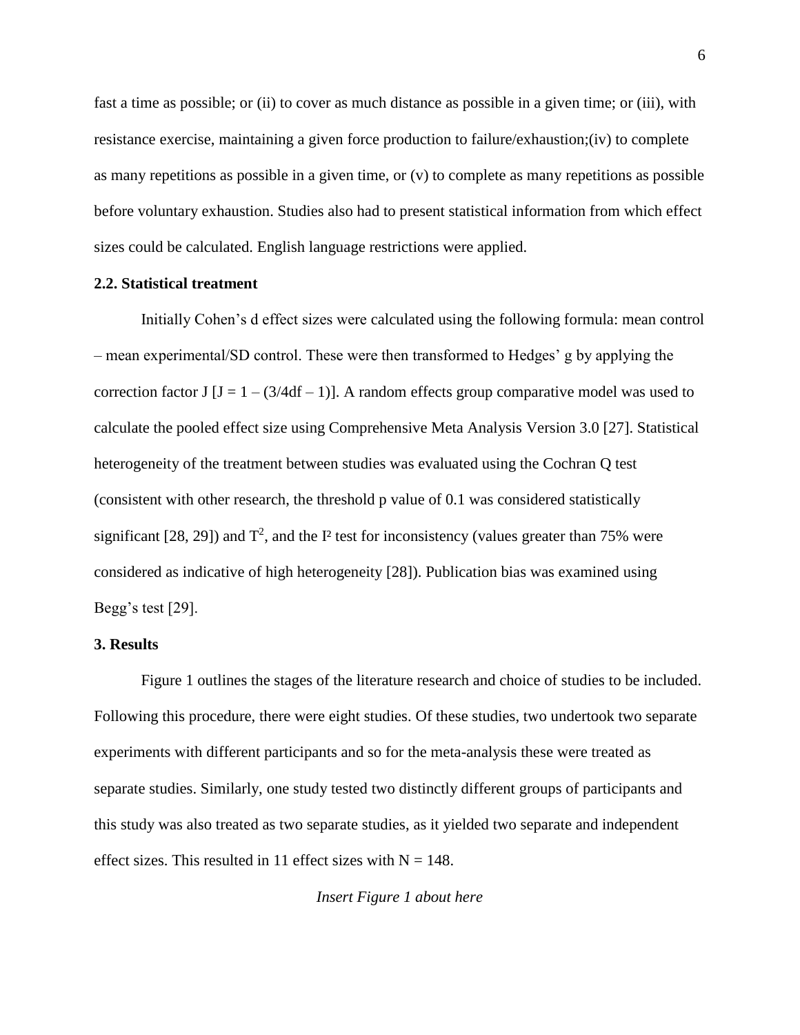fast a time as possible; or (ii) to cover as much distance as possible in a given time; or (iii), with resistance exercise, maintaining a given force production to failure/exhaustion;(iv) to complete as many repetitions as possible in a given time, or (v) to complete as many repetitions as possible before voluntary exhaustion. Studies also had to present statistical information from which effect sizes could be calculated. English language restrictions were applied.

### 2.2. Statistical treatment

Initially Cohen's d effect sizes were calculated using the following formula: mean control – mean experimental/SD control. These were then transformed to Hedges' g by applying the correction factor J [$J = 1 – (3/4df – 1)$]. A random effects group comparative model was used to calculate the pooled effect size using Comprehensive Meta Analysis Version 3.0 [27]. Statistical heterogeneity of the treatment between studies was evaluated using the Cochran Q test (consistent with other research, the threshold p value of 0.1 was considered statistically significant [28, 29]) and $T^2$, and the $I^2$ test for inconsistency (values greater than 75% were considered as indicative of high heterogeneity [28]). Publication bias was examined using Begg's test [29].

## 3. Results

Figure 1 outlines the stages of the literature research and choice of studies to be included. Following this procedure, there were eight studies. Of these studies, two undertook two separate experiments with different participants and so for the meta-analysis these were treated as separate studies. Similarly, one study tested two distinctly different groups of participants and this study was also treated as two separate studies, as it yielded two separate and independent effect sizes. This resulted in 11 effect sizes with $N = 148$.

*Insert Figure 1 about here*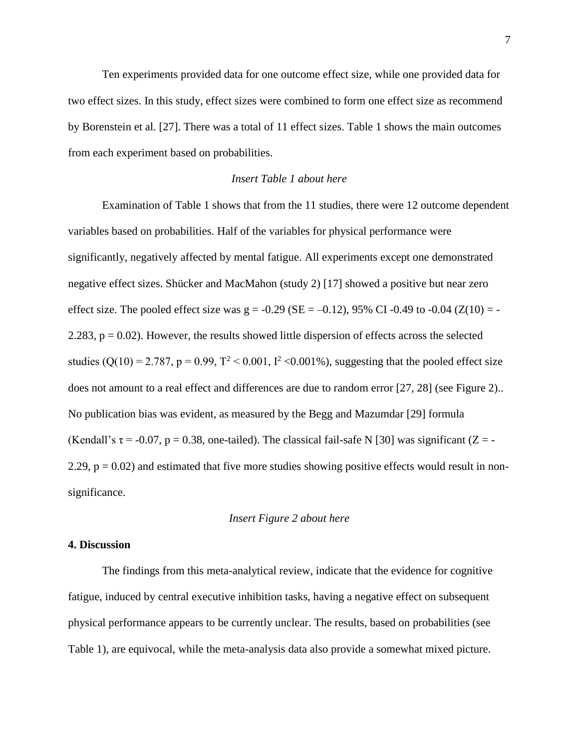Ten experiments provided data for one outcome effect size, while one provided data for two effect sizes. In this study, effect sizes were combined to form one effect size as recommend by Borenstein et al. [27]. There was a total of 11 effect sizes. Table 1 shows the main outcomes from each experiment based on probabilities.

*Insert Table 1 about here*

Examination of Table 1 shows that from the 11 studies, there were 12 outcome dependent variables based on probabilities. Half of the variables for physical performance were significantly, negatively affected by mental fatigue. All experiments except one demonstrated negative effect sizes. Shücker and MacMahon (study 2) [17] showed a positive but near zero effect size. The pooled effect size was $g = -0.29$ ($SE = –0.12$), 95% CI -0.49 to -0.04 ($Z(10) = -2.283$, $p = 0.02$). However, the results showed little dispersion of effects across the selected studies ($Q(10) = 2.787$, $p = 0.99$, $T^2 < 0.001$, $I^2 < 0.001\%$), suggesting that the pooled effect size does not amount to a real effect and differences are due to random error [27, 28] (see Figure 2).. No publication bias was evident, as measured by the Begg and Mazumdar [29] formula (Kendall's $\tau = -0.07$, $p = 0.38$, one-tailed). The classical fail-safe N [30] was significant ($Z = -2.29$, $p = 0.02$) and estimated that five more studies showing positive effects would result in non-significance.

*Insert Figure 2 about here*

## 4. Discussion

The findings from this meta-analytical review, indicate that the evidence for cognitive fatigue, induced by central executive inhibition tasks, having a negative effect on subsequent physical performance appears to be currently unclear. The results, based on probabilities (see Table 1), are equivocal, while the meta-analysis data also provide a somewhat mixed picture.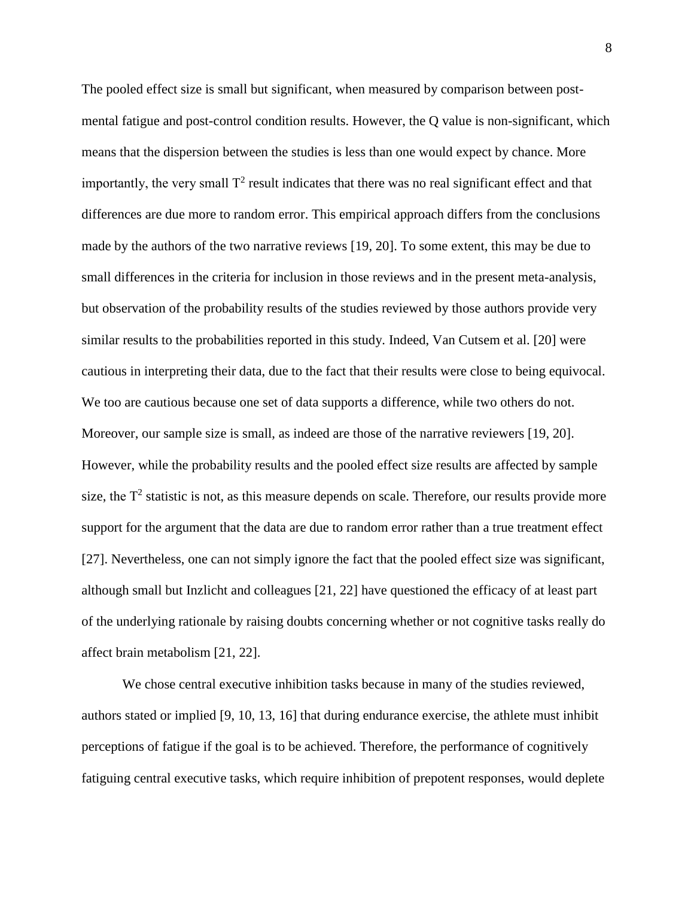The pooled effect size is small but significant, when measured by comparison between post-mental fatigue and post-control condition results. However, the Q value is non-significant, which means that the dispersion between the studies is less than one would expect by chance. More importantly, the very small $T^2$ result indicates that there was no real significant effect and that differences are due more to random error. This empirical approach differs from the conclusions made by the authors of the two narrative reviews [19, 20]. To some extent, this may be due to small differences in the criteria for inclusion in those reviews and in the present meta-analysis, but observation of the probability results of the studies reviewed by those authors provide very similar results to the probabilities reported in this study. Indeed, Van Cutsem et al. [20] were cautious in interpreting their data, due to the fact that their results were close to being equivocal. We too are cautious because one set of data supports a difference, while two others do not. Moreover, our sample size is small, as indeed are those of the narrative reviewers [19, 20]. However, while the probability results and the pooled effect size results are affected by sample size, the $T^2$ statistic is not, as this measure depends on scale. Therefore, our results provide more support for the argument that the data are due to random error rather than a true treatment effect [27]. Nevertheless, one can not simply ignore the fact that the pooled effect size was significant, although small but Inzlicht and colleagues [21, 22] have questioned the efficacy of at least part of the underlying rationale by raising doubts concerning whether or not cognitive tasks really do affect brain metabolism [21, 22].

We chose central executive inhibition tasks because in many of the studies reviewed, authors stated or implied [9, 10, 13, 16] that during endurance exercise, the athlete must inhibit perceptions of fatigue if the goal is to be achieved. Therefore, the performance of cognitively fatiguing central executive tasks, which require inhibition of prepotent responses, would deplete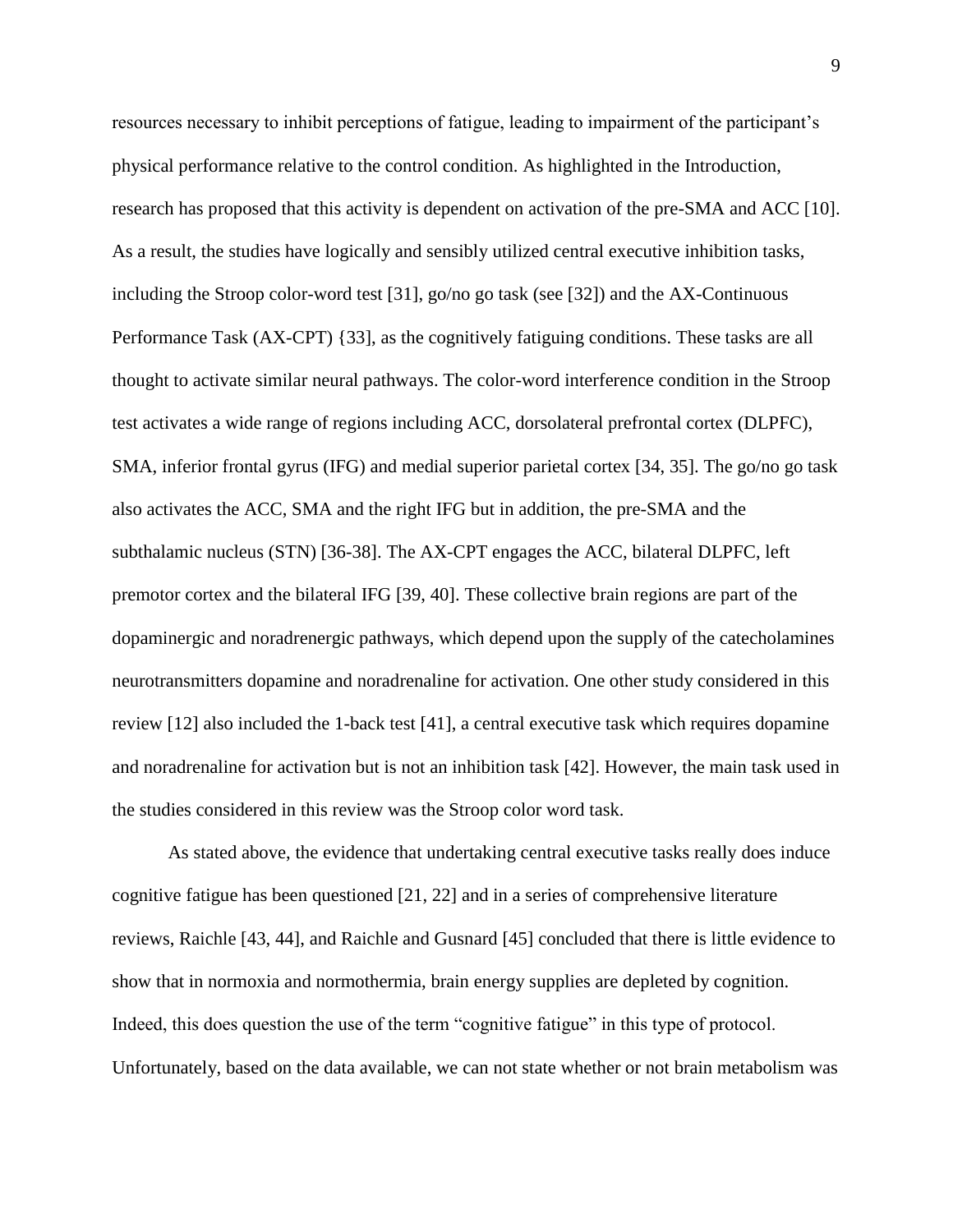resources necessary to inhibit perceptions of fatigue, leading to impairment of the participant's physical performance relative to the control condition. As highlighted in the Introduction, research has proposed that this activity is dependent on activation of the pre-SMA and ACC [10]. As a result, the studies have logically and sensibly utilized central executive inhibition tasks, including the Stroop color-word test [31], go/no go task (see [32]) and the AX-Continuous Performance Task (AX-CPT) {33], as the cognitively fatiguing conditions. These tasks are all thought to activate similar neural pathways. The color-word interference condition in the Stroop test activates a wide range of regions including ACC, dorsolateral prefrontal cortex (DLPFC), SMA, inferior frontal gyrus (IFG) and medial superior parietal cortex [34, 35]. The go/no go task also activates the ACC, SMA and the right IFG but in addition, the pre-SMA and the subthalamic nucleus (STN) [36-38]. The AX-CPT engages the ACC, bilateral DLPFC, left premotor cortex and the bilateral IFG [39, 40]. These collective brain regions are part of the dopaminergic and noradrenergic pathways, which depend upon the supply of the catecholamines neurotransmitters dopamine and noradrenaline for activation. One other study considered in this review [12] also included the 1-back test [41], a central executive task which requires dopamine and noradrenaline for activation but is not an inhibition task [42]. However, the main task used in the studies considered in this review was the Stroop color word task.

As stated above, the evidence that undertaking central executive tasks really does induce cognitive fatigue has been questioned [21, 22] and in a series of comprehensive literature reviews, Raichle [43, 44], and Raichle and Gusnard [45] concluded that there is little evidence to show that in normoxia and normothermia, brain energy supplies are depleted by cognition. Indeed, this does question the use of the term "cognitive fatigue" in this type of protocol. Unfortunately, based on the data available, we can not state whether or not brain metabolism was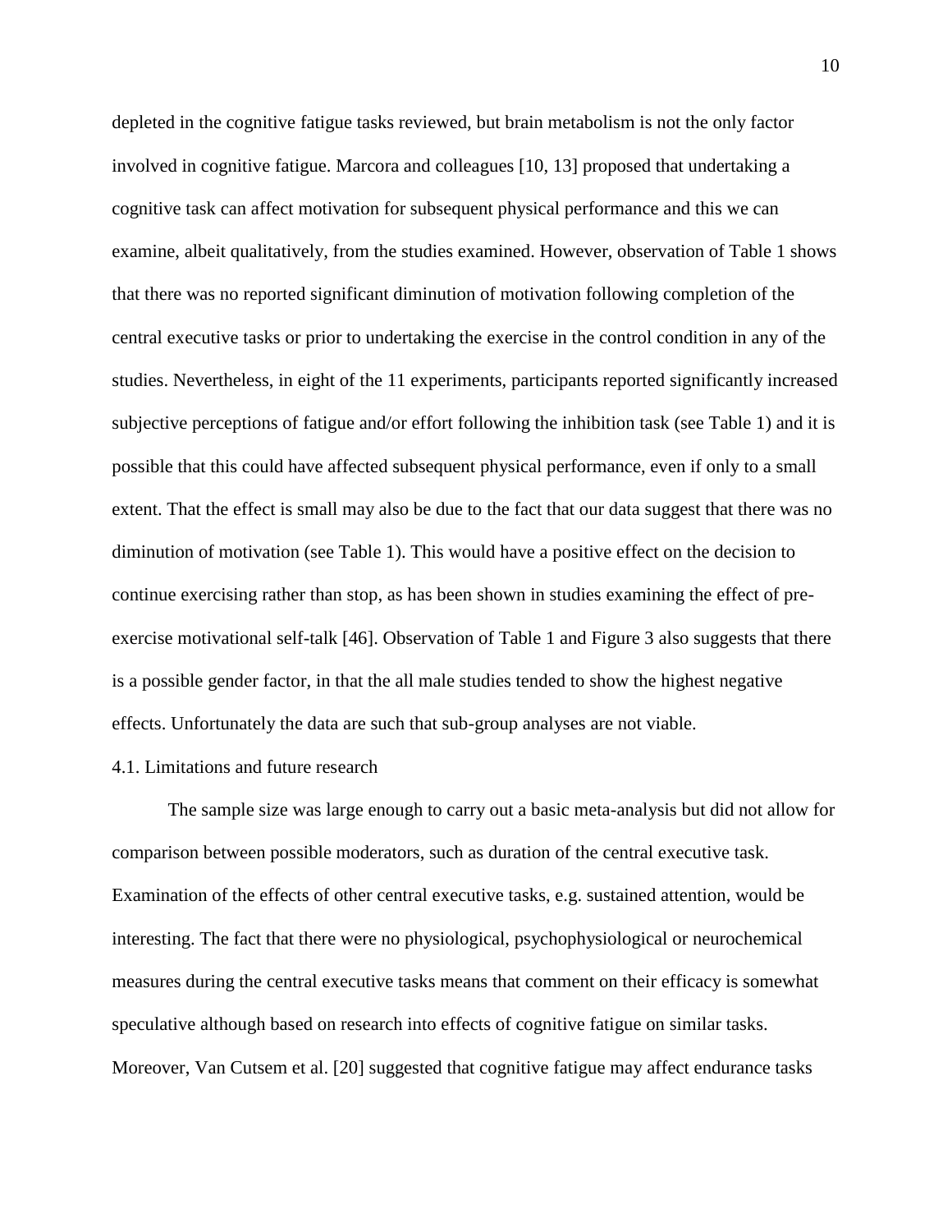depleted in the cognitive fatigue tasks reviewed, but brain metabolism is not the only factor involved in cognitive fatigue. Marcora and colleagues [10, 13] proposed that undertaking a cognitive task can affect motivation for subsequent physical performance and this we can examine, albeit qualitatively, from the studies examined. However, observation of Table 1 shows that there was no reported significant diminution of motivation following completion of the central executive tasks or prior to undertaking the exercise in the control condition in any of the studies. Nevertheless, in eight of the 11 experiments, participants reported significantly increased subjective perceptions of fatigue and/or effort following the inhibition task (see Table 1) and it is possible that this could have affected subsequent physical performance, even if only to a small extent. That the effect is small may also be due to the fact that our data suggest that there was no diminution of motivation (see Table 1). This would have a positive effect on the decision to continue exercising rather than stop, as has been shown in studies examining the effect of pre-exercise motivational self-talk [46]. Observation of Table 1 and Figure 3 also suggests that there is a possible gender factor, in that the all male studies tended to show the highest negative effects. Unfortunately the data are such that sub-group analyses are not viable.

### 4.1. Limitations and future research

The sample size was large enough to carry out a basic meta-analysis but did not allow for comparison between possible moderators, such as duration of the central executive task. Examination of the effects of other central executive tasks, e.g. sustained attention, would be interesting. The fact that there were no physiological, psychophysiological or neurochemical measures during the central executive tasks means that comment on their efficacy is somewhat speculative although based on research into effects of cognitive fatigue on similar tasks. Moreover, Van Cutsem et al. [20] suggested that cognitive fatigue may affect endurance tasks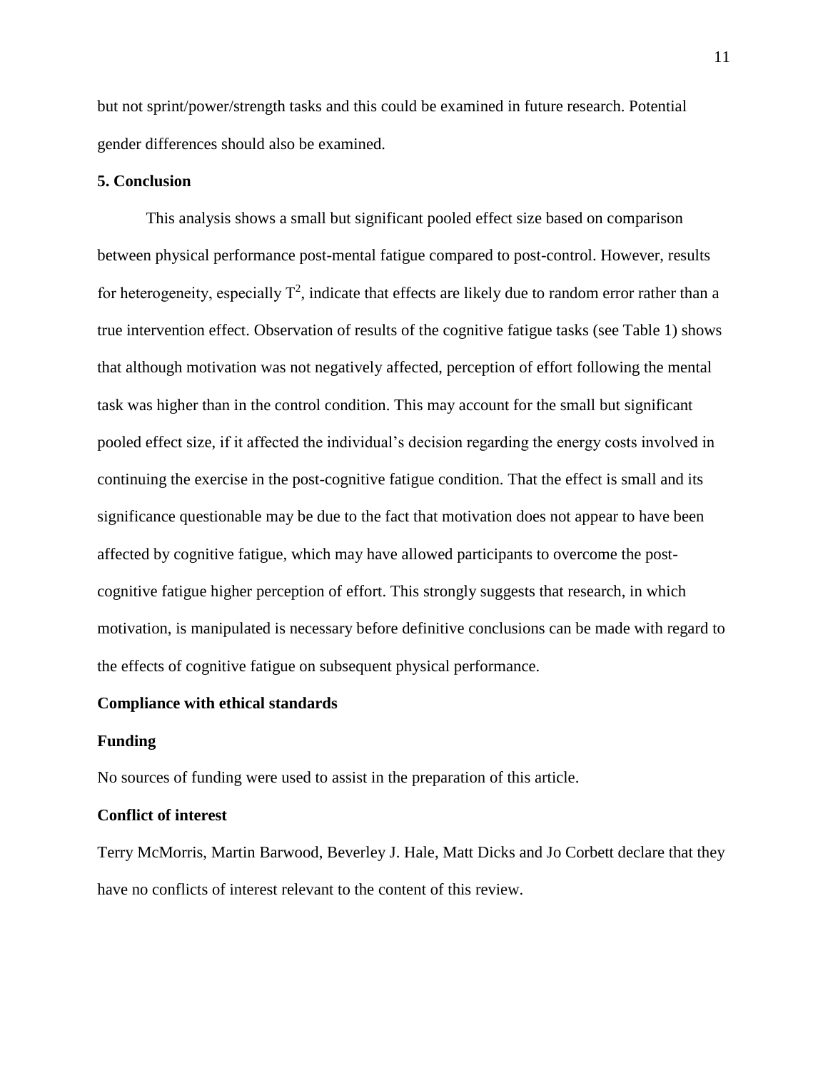but not sprint/power/strength tasks and this could be examined in future research. Potential gender differences should also be examined.

## 5. Conclusion

This analysis shows a small but significant pooled effect size based on comparison between physical performance post-mental fatigue compared to post-control. However, results for heterogeneity, especially $T^2$, indicate that effects are likely due to random error rather than a true intervention effect. Observation of results of the cognitive fatigue tasks (see Table 1) shows that although motivation was not negatively affected, perception of effort following the mental task was higher than in the control condition. This may account for the small but significant pooled effect size, if it affected the individual's decision regarding the energy costs involved in continuing the exercise in the post-cognitive fatigue condition. That the effect is small and its significance questionable may be due to the fact that motivation does not appear to have been affected by cognitive fatigue, which may have allowed participants to overcome the post-cognitive fatigue higher perception of effort. This strongly suggests that research, in which motivation, is manipulated is necessary before definitive conclusions can be made with regard to the effects of cognitive fatigue on subsequent physical performance.

## Compliance with ethical standards

### Funding

No sources of funding were used to assist in the preparation of this article.

### Conflict of interest

Terry McMorris, Martin Barwood, Beverley J. Hale, Matt Dicks and Jo Corbett declare that they have no conflicts of interest relevant to the content of this review.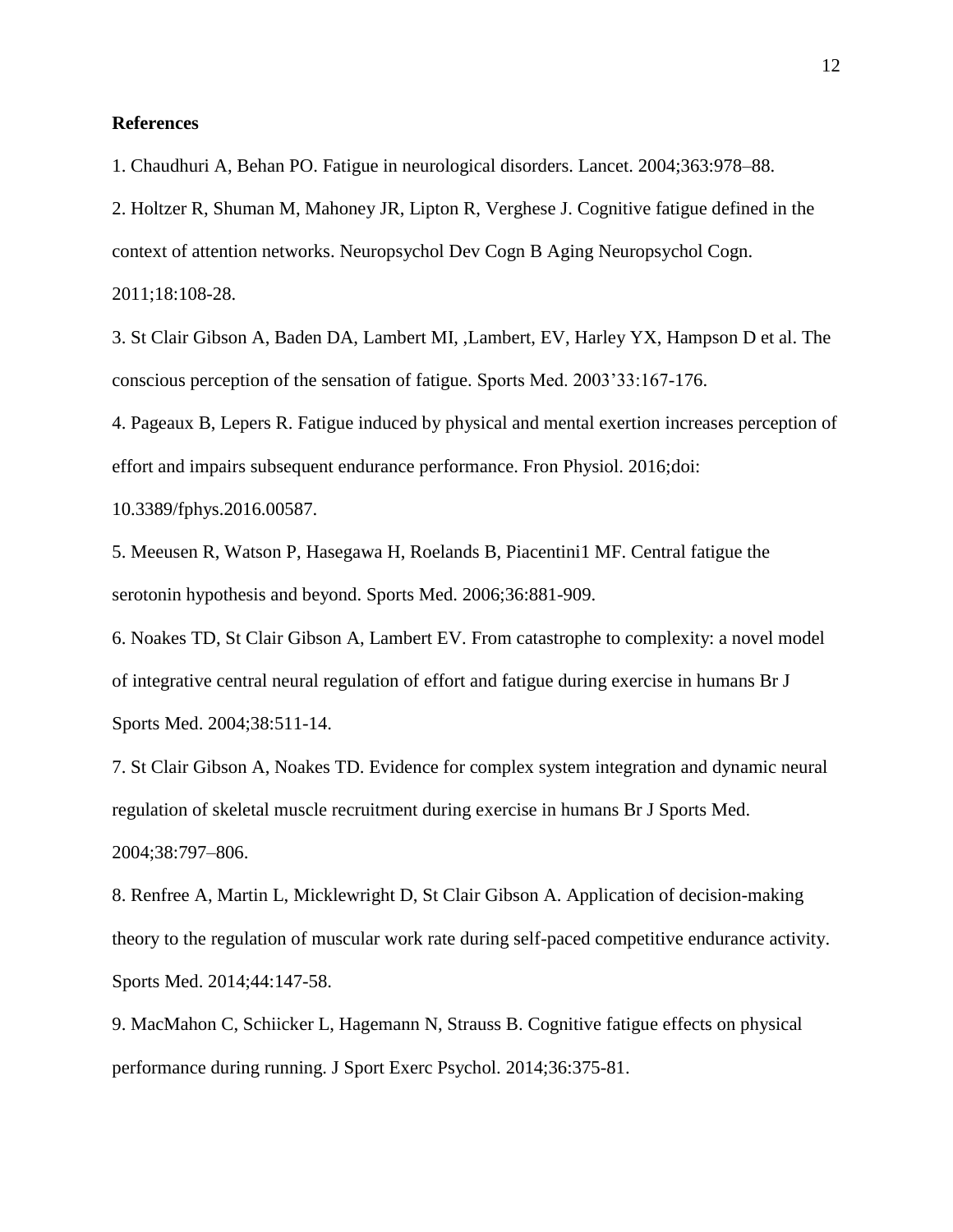**References**

1. Chaudhuri A, Behan PO. Fatigue in neurological disorders. Lancet. 2004;363:978–88.

2. Holtzer R, Shuman M, Mahoney JR, Lipton R, Verghese J. Cognitive fatigue defined in the context of attention networks. Neuropsychol Dev Cogn B Aging Neuropsychol Cogn. 2011;18:108-28.

3. St Clair Gibson A, Baden DA, Lambert MI, ,Lambert, EV, Harley YX, Hampson D et al. The conscious perception of the sensation of fatigue. Sports Med. 2003'33:167-176.

4. Pageaux B, Lepers R. Fatigue induced by physical and mental exertion increases perception of effort and impairs subsequent endurance performance. Fron Physiol. 2016;doi: 10.3389/fphys.2016.00587.

5. Meeusen R, Watson P, Hasegawa H, Roelands B, Piacentini1 MF. Central fatigue the serotonin hypothesis and beyond. Sports Med. 2006;36:881-909.

6. Noakes TD, St Clair Gibson A, Lambert EV. From catastrophe to complexity: a novel model of integrative central neural regulation of effort and fatigue during exercise in humans Br J Sports Med. 2004;38:511-14.

7. St Clair Gibson A, Noakes TD. Evidence for complex system integration and dynamic neural regulation of skeletal muscle recruitment during exercise in humans Br J Sports Med. 2004;38:797–806.

8. Renfree A, Martin L, Micklewright D, St Clair Gibson A. Application of decision-making theory to the regulation of muscular work rate during self-paced competitive endurance activity. Sports Med. 2014;44:147-58.

9. MacMahon C, Schiicker L, Hagemann N, Strauss B. Cognitive fatigue effects on physical performance during running. J Sport Exerc Psychol. 2014;36:375-81.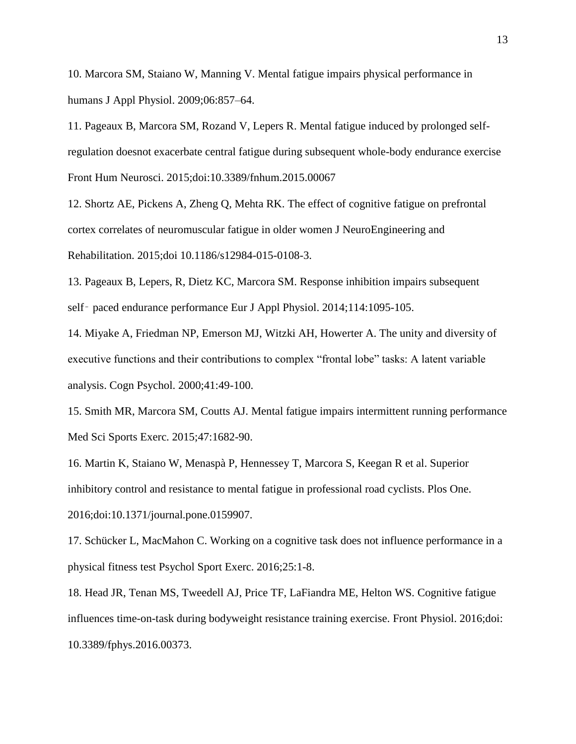10. Marcora SM, Staiano W, Manning V. Mental fatigue impairs physical performance in humans J Appl Physiol. 2009;06:857–64.

11. Pageaux B, Marcora SM, Rozand V, Lepers R. Mental fatigue induced by prolonged self-regulation doesnot exacerbate central fatigue during subsequent whole-body endurance exercise Front Hum Neurosci. 2015;doi:10.3389/fnhum.2015.00067

12. Shortz AE, Pickens A, Zheng Q, Mehta RK. The effect of cognitive fatigue on prefrontal cortex correlates of neuromuscular fatigue in older women J NeuroEngineering and Rehabilitation. 2015;doi 10.1186/s12984-015-0108-3.

13. Pageaux B, Lepers, R, Dietz KC, Marcora SM. Response inhibition impairs subsequent self‐paced endurance performance Eur J Appl Physiol. 2014;114:1095-105.

14. Miyake A, Friedman NP, Emerson MJ, Witzki AH, Howerter A. The unity and diversity of executive functions and their contributions to complex "frontal lobe" tasks: A latent variable analysis. Cogn Psychol. 2000;41:49-100.

15. Smith MR, Marcora SM, Coutts AJ. Mental fatigue impairs intermittent running performance Med Sci Sports Exerc. 2015;47:1682-90.

16. Martin K, Staiano W, Menaspà P, Hennessey T, Marcora S, Keegan R et al. Superior inhibitory control and resistance to mental fatigue in professional road cyclists. Plos One. 2016;doi:10.1371/journal.pone.0159907.

17. Schücker L, MacMahon C. Working on a cognitive task does not influence performance in a physical fitness test Psychol Sport Exerc. 2016;25:1-8.

18. Head JR, Tenan MS, Tweedell AJ, Price TF, LaFiandra ME, Helton WS. Cognitive fatigue influences time-on-task during bodyweight resistance training exercise. Front Physiol. 2016;doi: 10.3389/fphys.2016.00373.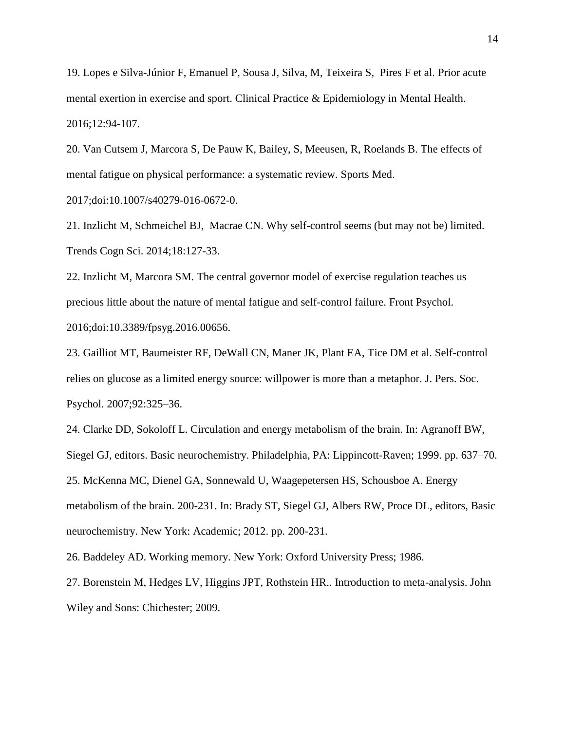19. Lopes e Silva-Júnior F, Emanuel P, Sousa J, Silva, M, Teixeira S, Pires F et al. Prior acute mental exertion in exercise and sport. Clinical Practice & Epidemiology in Mental Health. 2016;12:94-107.

20. Van Cutsem J, Marcora S, De Pauw K, Bailey, S, Meeusen, R, Roelands B. The effects of mental fatigue on physical performance: a systematic review. Sports Med. 2017;doi:10.1007/s40279-016-0672-0.

21. Inzlicht M, Schmeichel BJ, Macrae CN. Why self-control seems (but may not be) limited. Trends Cogn Sci. 2014;18:127-33.

22. Inzlicht M, Marcora SM. The central governor model of exercise regulation teaches us precious little about the nature of mental fatigue and self-control failure. Front Psychol. 2016;doi:10.3389/fpsyg.2016.00656.

23. Gailliot MT, Baumeister RF, DeWall CN, Maner JK, Plant EA, Tice DM et al. Self-control relies on glucose as a limited energy source: willpower is more than a metaphor. J. Pers. Soc. Psychol. 2007;92:325–36.

24. Clarke DD, Sokoloff L. Circulation and energy metabolism of the brain. In: Agranoff BW, Siegel GJ, editors. Basic neurochemistry. Philadelphia, PA: Lippincott-Raven; 1999. pp. 637–70.

25. McKenna MC, Dienel GA, Sonnewald U, Waagepetersen HS, Schousboe A. Energy metabolism of the brain. 200-231. In: Brady ST, Siegel GJ, Albers RW, Proce DL, editors, Basic neurochemistry. New York: Academic; 2012. pp. 200-231.

26. Baddeley AD. Working memory. New York: Oxford University Press; 1986.

27. Borenstein M, Hedges LV, Higgins JPT, Rothstein HR.. Introduction to meta-analysis. John Wiley and Sons: Chichester; 2009.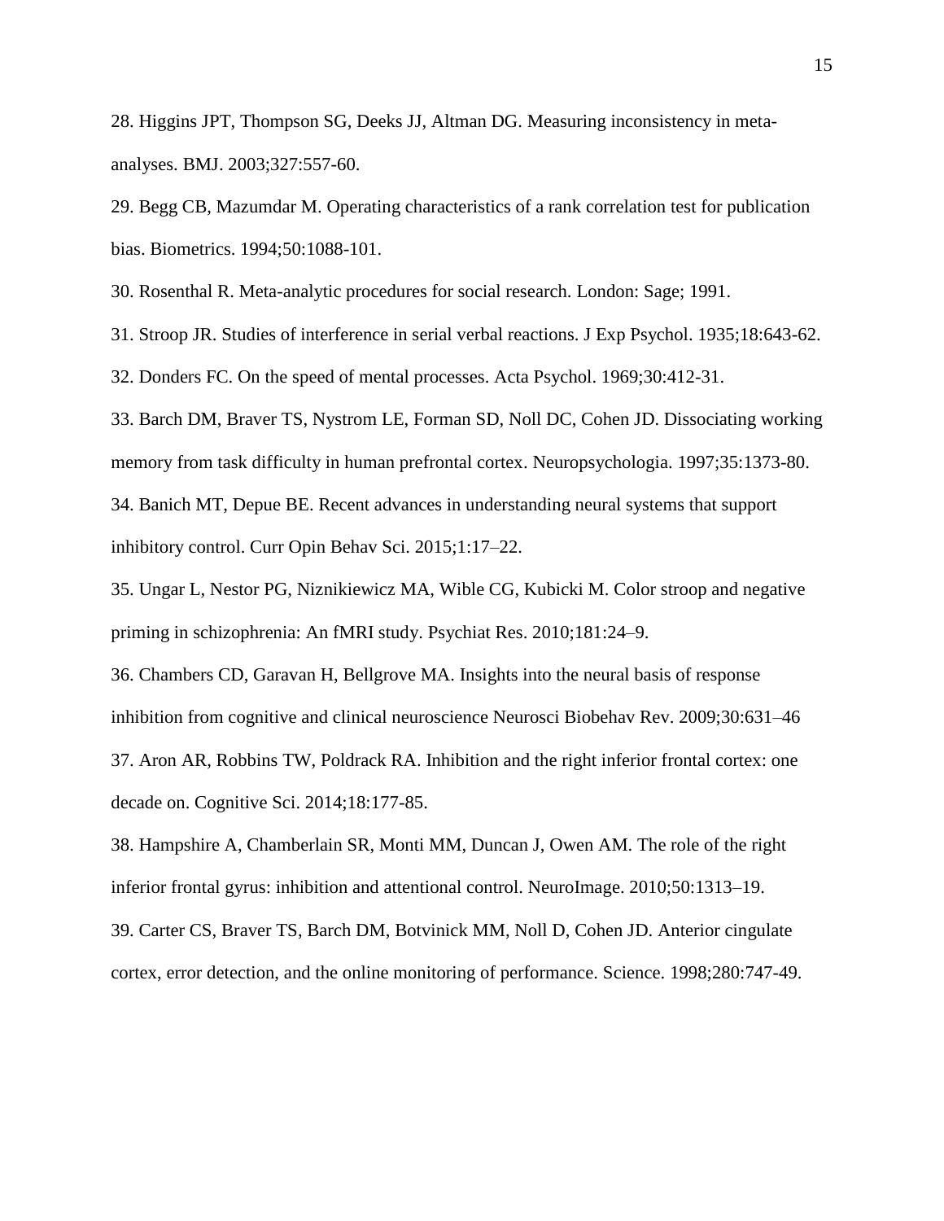28. Higgins JPT, Thompson SG, Deeks JJ, Altman DG. Measuring inconsistency in meta-analyses. BMJ. 2003;327:557-60.

29. Begg CB, Mazumdar M. Operating characteristics of a rank correlation test for publication bias. Biometrics. 1994;50:1088-101.

30. Rosenthal R. Meta-analytic procedures for social research. London: Sage; 1991.

31. Stroop JR. Studies of interference in serial verbal reactions. J Exp Psychol. 1935;18:643-62.

32. Donders FC. On the speed of mental processes. Acta Psychol. 1969;30:412-31.

33. Barch DM, Braver TS, Nystrom LE, Forman SD, Noll DC, Cohen JD. Dissociating working memory from task difficulty in human prefrontal cortex. Neuropsychologia. 1997;35:1373-80.

34. Banich MT, Depue BE. Recent advances in understanding neural systems that support inhibitory control. Curr Opin Behav Sci. 2015;1:17–22.

35. Ungar L, Nestor PG, Niznikiewicz MA, Wible CG, Kubicki M. Color stroop and negative priming in schizophrenia: An fMRI study. Psychiat Res. 2010;181:24–9.

36. Chambers CD, Garavan H, Bellgrove MA. Insights into the neural basis of response inhibition from cognitive and clinical neuroscience Neurosci Biobehav Rev. 2009;30:631–46

37. Aron AR, Robbins TW, Poldrack RA. Inhibition and the right inferior frontal cortex: one decade on. Cognitive Sci. 2014;18:177-85.

38. Hampshire A, Chamberlain SR, Monti MM, Duncan J, Owen AM. The role of the right inferior frontal gyrus: inhibition and attentional control. NeuroImage. 2010;50:1313–19.

39. Carter CS, Braver TS, Barch DM, Botvinick MM, Noll D, Cohen JD. Anterior cingulate cortex, error detection, and the online monitoring of performance. Science. 1998;280:747-49.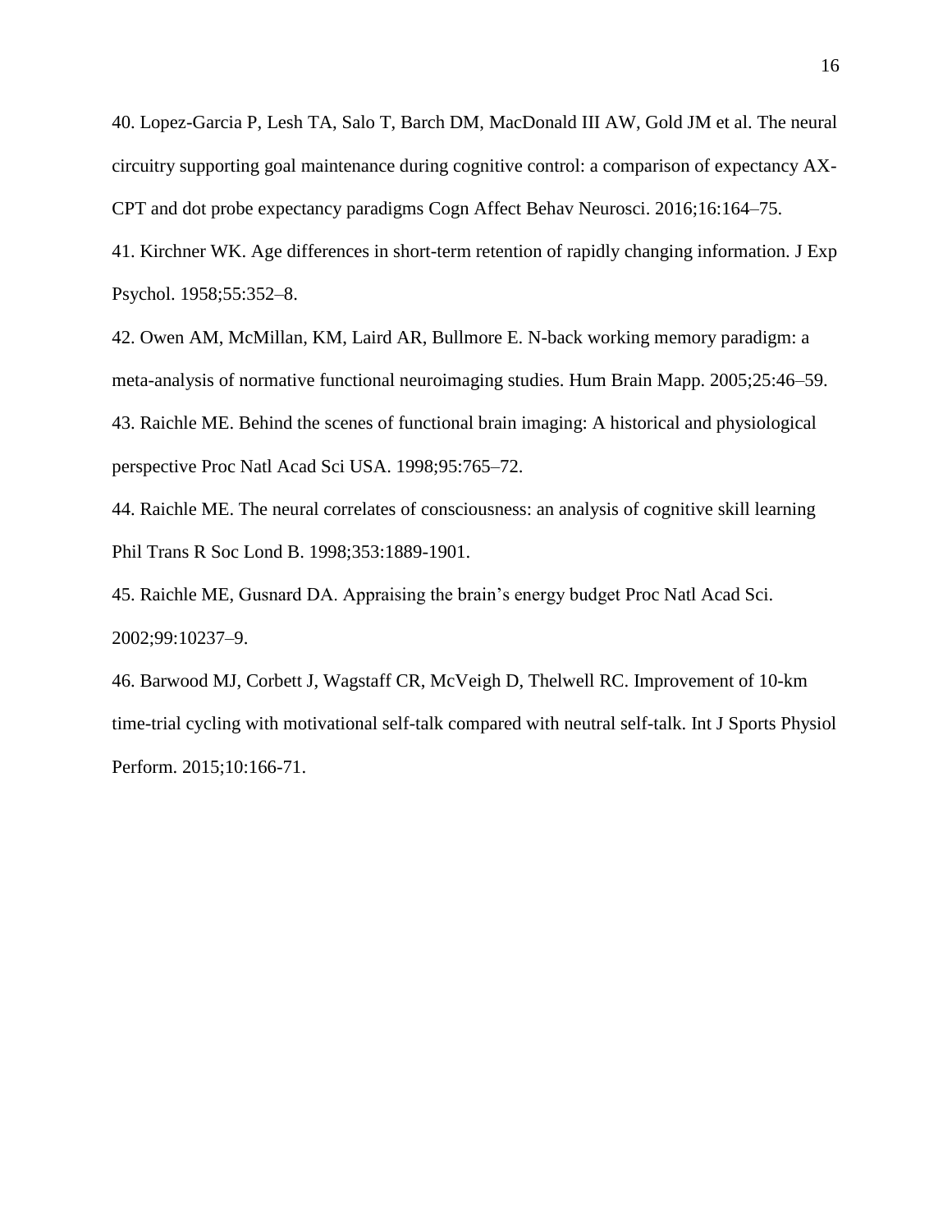40. Lopez-Garcia P, Lesh TA, Salo T, Barch DM, MacDonald III AW, Gold JM et al. The neural circuitry supporting goal maintenance during cognitive control: a comparison of expectancy AX-CPT and dot probe expectancy paradigms Cogn Affect Behav Neurosci. 2016;16:164–75.

41. Kirchner WK. Age differences in short-term retention of rapidly changing information. J Exp Psychol. 1958;55:352–8.

42. Owen AM, McMillan, KM, Laird AR, Bullmore E. N-back working memory paradigm: a meta-analysis of normative functional neuroimaging studies. Hum Brain Mapp. 2005;25:46–59.

43. Raichle ME. Behind the scenes of functional brain imaging: A historical and physiological perspective Proc Natl Acad Sci USA. 1998;95:765–72.

44. Raichle ME. The neural correlates of consciousness: an analysis of cognitive skill learning Phil Trans R Soc Lond B. 1998;353:1889-1901.

45. Raichle ME, Gusnard DA. Appraising the brain's energy budget Proc Natl Acad Sci. 2002;99:10237–9.

46. Barwood MJ, Corbett J, Wagstaff CR, McVeigh D, Thelwell RC. Improvement of 10-km time-trial cycling with motivational self-talk compared with neutral self-talk. Int J Sports Physiol Perform. 2015;10:166-71.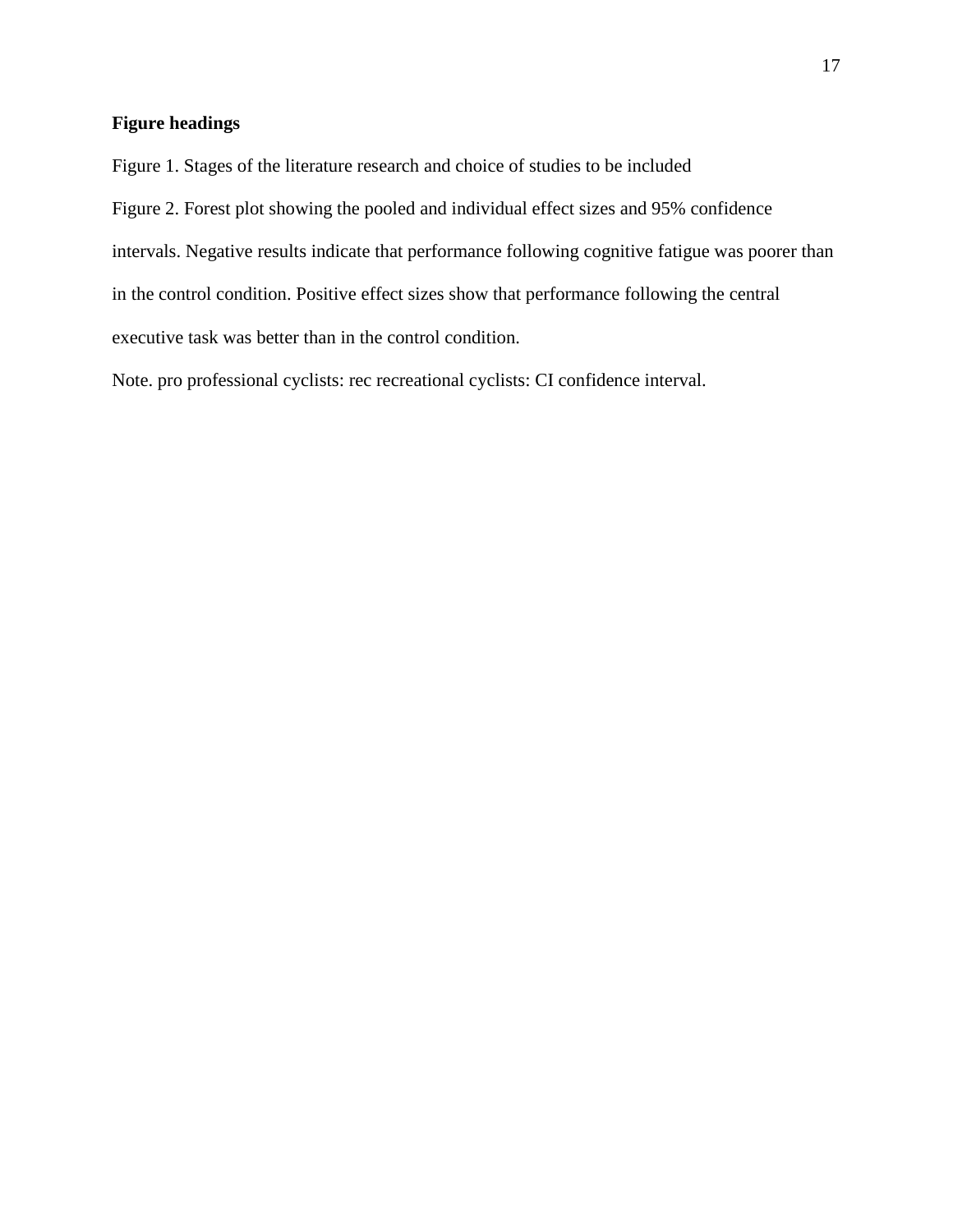**Figure headings**

Figure 1. Stages of the literature research and choice of studies to be included

Figure 2. Forest plot showing the pooled and individual effect sizes and 95% confidence intervals. Negative results indicate that performance following cognitive fatigue was poorer than in the control condition. Positive effect sizes show that performance following the central executive task was better than in the control condition.

Note. pro professional cyclists: rec recreational cyclists: CI confidence interval.